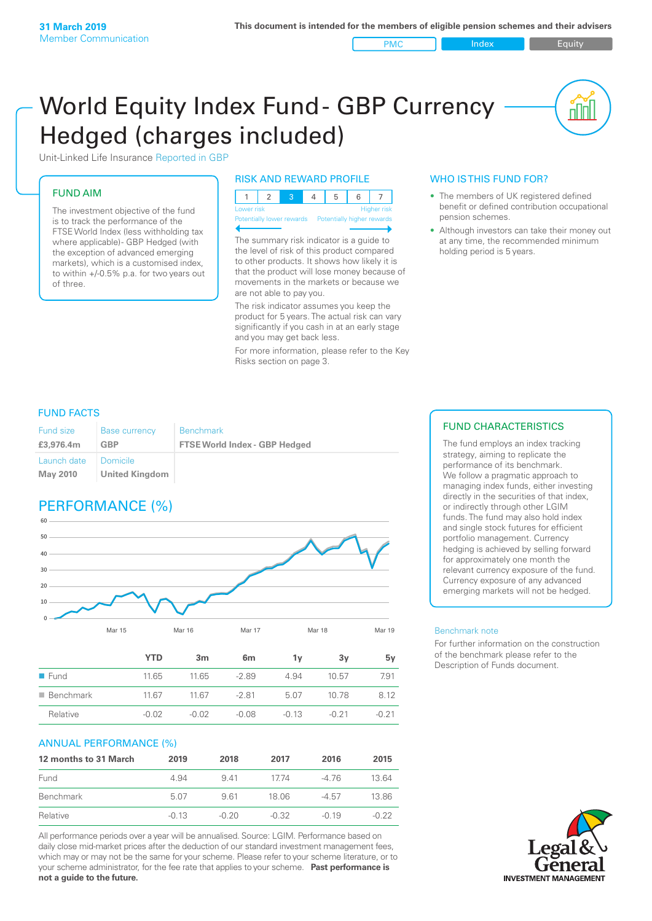**31 March 2019**
Member Communication

**This document is intended for the members of eligible pension schemes and their advisers**

PMC | Index | Equity

# World Equity Index Fund - GBP Currency Hedged (charges included)

Unit-Linked Life Insurance Reported in GBP

## FUND AIM

The investment objective of the fund is to track the performance of the FTSE World Index (less withholding tax where applicable)- GBP Hedged (with the exception of advanced emerging markets), which is a customised index, to within +/-0.5% p.a. for two years out of three.

## RISK AND REWARD PROFILE

| 1 | 2 | 3 | 4 | 5 | 6 | 7 |
|---|---|---|---|---|---|---|

Lower risk — Potentially lower rewards | Higher risk — Potentially higher rewards

The summary risk indicator is a guide to the level of risk of this product compared to other products. It shows how likely it is that the product will lose money because of movements in the markets or because we are not able to pay you.

The risk indicator assumes you keep the product for 5 years. The actual risk can vary significantly if you cash in at an early stage and you may get back less.

For more information, please refer to the Key Risks section on page 3.

## WHO IS THIS FUND FOR?

- The members of UK registered defined benefit or defined contribution occupational pension schemes.
- Although investors can take their money out at any time, the recommended minimum holding period is 5 years.

## FUND FACTS

| Fund size | Base currency | Benchmark |
|---|---|---|
| **£3,976.4m** | **GBP** | **FTSE World Index - GBP Hedged** |
| Launch date | Domicile | |
| **May 2010** | **United Kingdom** | |

## PERFORMANCE (%)

| | YTD | 3m | 6m | 1y | 3y | 5y |
|---|---|---|---|---|---|---|
| Fund | 11.65 | 11.65 | -2.89 | 4.94 | 10.57 | 7.91 |
| Benchmark | 11.67 | 11.67 | -2.81 | 5.07 | 10.78 | 8.12 |
| Relative | -0.02 | -0.02 | -0.08 | -0.13 | -0.21 | -0.21 |

## ANNUAL PERFORMANCE (%)

| 12 months to 31 March | 2019 | 2018 | 2017 | 2016 | 2015 |
|---|---|---|---|---|---|
| Fund | 4.94 | 9.41 | 17.74 | -4.76 | 13.64 |
| Benchmark | 5.07 | 9.61 | 18.06 | -4.57 | 13.86 |
| Relative | -0.13 | -0.20 | -0.32 | -0.19 | -0.22 |

All performance periods over a year will be annualised. Source: LGIM. Performance based on daily close mid-market prices after the deduction of our standard investment management fees, which may or may not be the same for your scheme. Please refer to your scheme literature, or to your scheme administrator, for the fee rate that applies to your scheme. **Past performance is not a guide to the future.**

## FUND CHARACTERISTICS

The fund employs an index tracking strategy, aiming to replicate the performance of its benchmark. We follow a pragmatic approach to managing index funds, either investing directly in the securities of that index, or indirectly through other LGIM funds. The fund may also hold index and single stock futures for efficient portfolio management. Currency hedging is achieved by selling forward for approximately one month the relevant currency exposure of the fund. Currency exposure of any advanced emerging markets will not be hedged.

### Benchmark note

For further information on the construction of the benchmark please refer to the Description of Funds document.

Legal & General Investment Management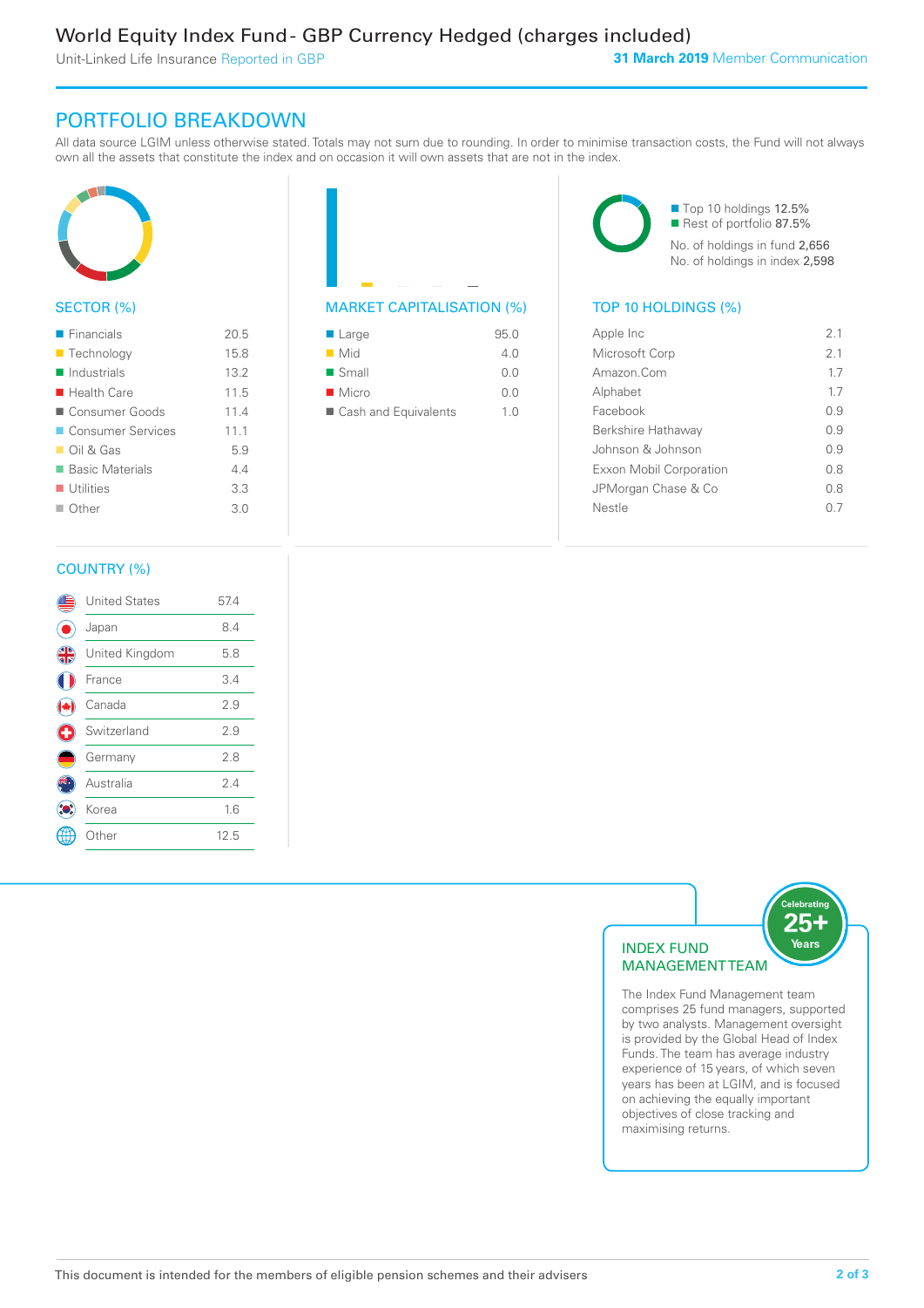# World Equity Index Fund - GBP Currency Hedged (charges included)

Unit-Linked Life Insurance Reported in GBP

**31 March 2019** Member Communication

## PORTFOLIO BREAKDOWN

All data source LGIM unless otherwise stated. Totals may not sum due to rounding. In order to minimise transaction costs, the Fund will not always own all the assets that constitute the index and on occasion it will own assets that are not in the index.

### SECTOR (%)

| Sector | % |
|---|---|
| Financials | 20.5 |
| Technology | 15.8 |
| Industrials | 13.2 |
| Health Care | 11.5 |
| Consumer Goods | 11.4 |
| Consumer Services | 11.1 |
| Oil & Gas | 5.9 |
| Basic Materials | 4.4 |
| Utilities | 3.3 |
| Other | 3.0 |

### MARKET CAPITALISATION (%)

| Market Capitalisation | % |
|---|---|
| Large | 95.0 |
| Mid | 4.0 |
| Small | 0.0 |
| Micro | 0.0 |
| Cash and Equivalents | 1.0 |

Top 10 holdings 12.5%
Rest of portfolio 87.5%
No. of holdings in fund 2,656
No. of holdings in index 2,598

### TOP 10 HOLDINGS (%)

| Holding | % |
|---|---|
| Apple Inc | 2.1 |
| Microsoft Corp | 2.1 |
| Amazon.Com | 1.7 |
| Alphabet | 1.7 |
| Facebook | 0.9 |
| Berkshire Hathaway | 0.9 |
| Johnson & Johnson | 0.9 |
| Exxon Mobil Corporation | 0.8 |
| JPMorgan Chase & Co | 0.8 |
| Nestle | 0.7 |

### COUNTRY (%)

| Country | % |
|---|---|
| United States | 57.4 |
| Japan | 8.4 |
| United Kingdom | 5.8 |
| France | 3.4 |
| Canada | 2.9 |
| Switzerland | 2.9 |
| Germany | 2.8 |
| Australia | 2.4 |
| Korea | 1.6 |
| Other | 12.5 |

### INDEX FUND MANAGEMENT TEAM

Celebrating 25+ Years

The Index Fund Management team comprises 25 fund managers, supported by two analysts. Management oversight is provided by the Global Head of Index Funds. The team has average industry experience of 15 years, of which seven years has been at LGIM, and is focused on achieving the equally important objectives of close tracking and maximising returns.

This document is intended for the members of eligible pension schemes and their advisers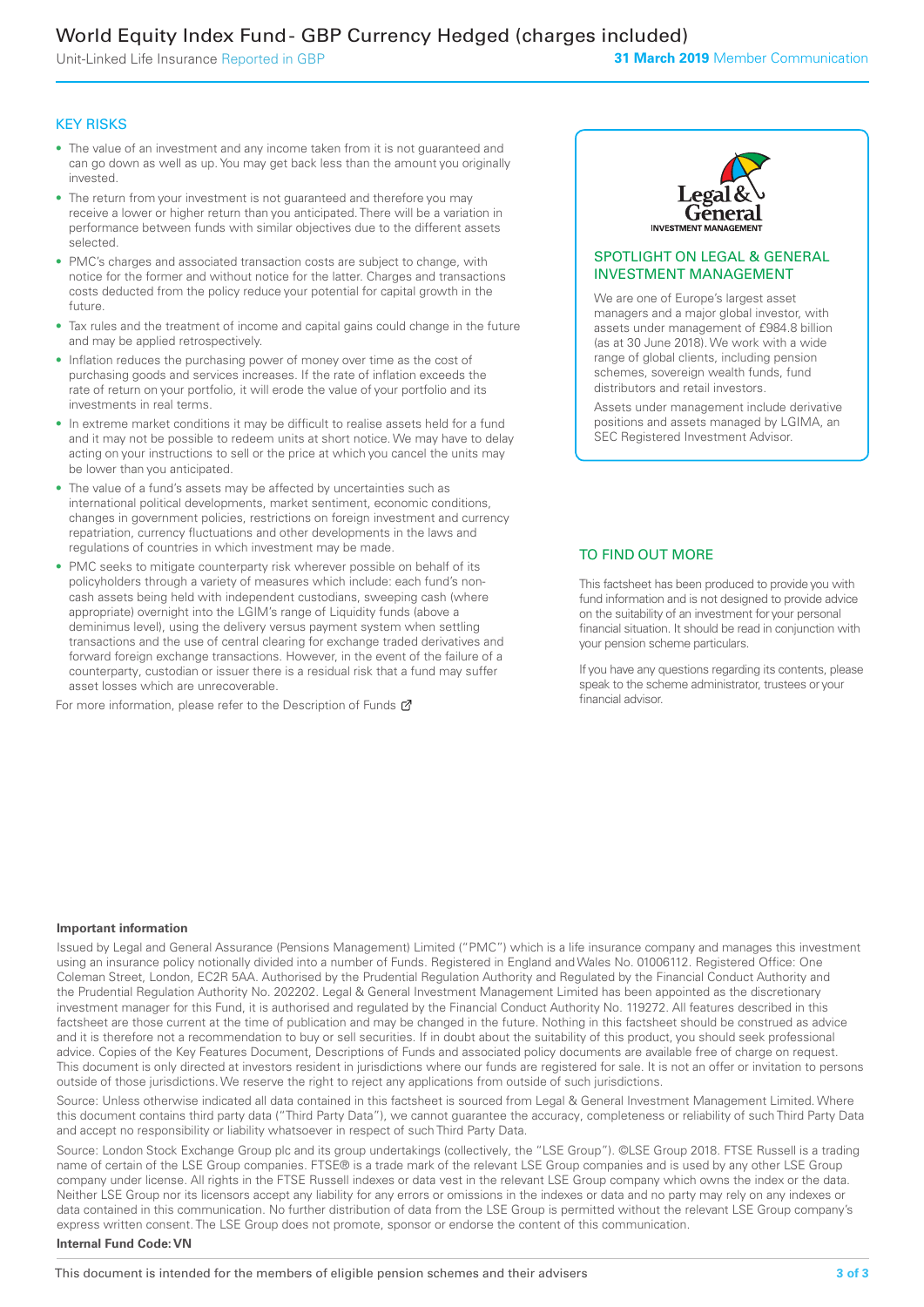# World Equity Index Fund - GBP Currency Hedged (charges included)

Unit-Linked Life Insurance Reported in GBP

**31 March 2019** Member Communication

## KEY RISKS

- The value of an investment and any income taken from it is not guaranteed and can go down as well as up. You may get back less than the amount you originally invested.
- The return from your investment is not guaranteed and therefore you may receive a lower or higher return than you anticipated. There will be a variation in performance between funds with similar objectives due to the different assets selected.
- PMC's charges and associated transaction costs are subject to change, with notice for the former and without notice for the latter. Charges and transactions costs deducted from the policy reduce your potential for capital growth in the future.
- Tax rules and the treatment of income and capital gains could change in the future and may be applied retrospectively.
- Inflation reduces the purchasing power of money over time as the cost of purchasing goods and services increases. If the rate of inflation exceeds the rate of return on your portfolio, it will erode the value of your portfolio and its investments in real terms.
- In extreme market conditions it may be difficult to realise assets held for a fund and it may not be possible to redeem units at short notice. We may have to delay acting on your instructions to sell or the price at which you cancel the units may be lower than you anticipated.
- The value of a fund's assets may be affected by uncertainties such as international political developments, market sentiment, economic conditions, changes in government policies, restrictions on foreign investment and currency repatriation, currency fluctuations and other developments in the laws and regulations of countries in which investment may be made.
- PMC seeks to mitigate counterparty risk wherever possible on behalf of its policyholders through a variety of measures which include: each fund's non-cash assets being held with independent custodians, sweeping cash (where appropriate) overnight into the LGIM's range of Liquidity funds (above a deminimus level), using the delivery versus payment system when settling transactions and the use of central clearing for exchange traded derivatives and forward foreign exchange transactions. However, in the event of the failure of a counterparty, custodian or issuer there is a residual risk that a fund may suffer asset losses which are unrecoverable.

For more information, please refer to the Description of Funds

## SPOTLIGHT ON LEGAL & GENERAL INVESTMENT MANAGEMENT

We are one of Europe's largest asset managers and a major global investor, with assets under management of £984.8 billion (as at 30 June 2018). We work with a wide range of global clients, including pension schemes, sovereign wealth funds, fund distributors and retail investors.

Assets under management include derivative positions and assets managed by LGIMA, an SEC Registered Investment Advisor.

## TO FIND OUT MORE

This factsheet has been produced to provide you with fund information and is not designed to provide advice on the suitability of an investment for your personal financial situation. It should be read in conjunction with your pension scheme particulars.

If you have any questions regarding its contents, please speak to the scheme administrator, trustees or your financial advisor.

**Important information**

Issued by Legal and General Assurance (Pensions Management) Limited ("PMC") which is a life insurance company and manages this investment using an insurance policy notionally divided into a number of Funds. Registered in England and Wales No. 01006112. Registered Office: One Coleman Street, London, EC2R 5AA. Authorised by the Prudential Regulation Authority and Regulated by the Financial Conduct Authority and the Prudential Regulation Authority No. 202202. Legal & General Investment Management Limited has been appointed as the discretionary investment manager for this Fund, it is authorised and regulated by the Financial Conduct Authority No. 119272. All features described in this factsheet are those current at the time of publication and may be changed in the future. Nothing in this factsheet should be construed as advice and it is therefore not a recommendation to buy or sell securities. If in doubt about the suitability of this product, you should seek professional advice. Copies of the Key Features Document, Descriptions of Funds and associated policy documents are available free of charge on request. This document is only directed at investors resident in jurisdictions where our funds are registered for sale. It is not an offer or invitation to persons outside of those jurisdictions. We reserve the right to reject any applications from outside of such jurisdictions.

Source: Unless otherwise indicated all data contained in this factsheet is sourced from Legal & General Investment Management Limited. Where this document contains third party data ("Third Party Data"), we cannot guarantee the accuracy, completeness or reliability of such Third Party Data and accept no responsibility or liability whatsoever in respect of such Third Party Data.

Source: London Stock Exchange Group plc and its group undertakings (collectively, the "LSE Group"). ©LSE Group 2018. FTSE Russell is a trading name of certain of the LSE Group companies. FTSE® is a trade mark of the relevant LSE Group companies and is used by any other LSE Group company under license. All rights in the FTSE Russell indexes or data vest in the relevant LSE Group company which owns the index or the data. Neither LSE Group nor its licensors accept any liability for any errors or omissions in the indexes or data and no party may rely on any indexes or data contained in this communication. No further distribution of data from the LSE Group is permitted without the relevant LSE Group company's express written consent. The LSE Group does not promote, sponsor or endorse the content of this communication.

**Internal Fund Code: VN**

This document is intended for the members of eligible pension schemes and their advisers